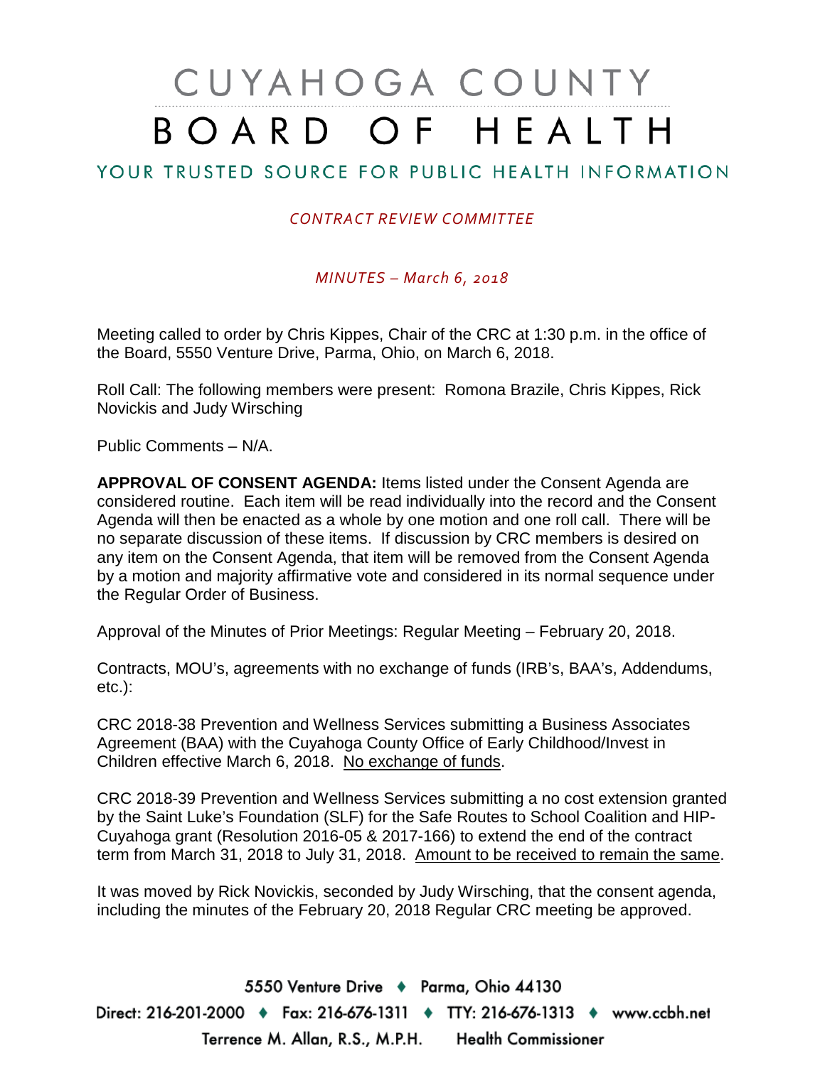# CUYAHOGA COUNTY BOARD OF HEALTH

## YOUR TRUSTED SOURCE FOR PUBLIC HEALTH INFORMATION

*CONTRACT REVIEW COMMITTEE*

*MINUTES – March 6, 2018*

Meeting called to order by Chris Kippes, Chair of the CRC at 1:30 p.m. in the office of the Board, 5550 Venture Drive, Parma, Ohio, on March 6, 2018.

Roll Call: The following members were present: Romona Brazile, Chris Kippes, Rick Novickis and Judy Wirsching

Public Comments – N/A.

**APPROVAL OF CONSENT AGENDA:** Items listed under the Consent Agenda are considered routine. Each item will be read individually into the record and the Consent Agenda will then be enacted as a whole by one motion and one roll call. There will be no separate discussion of these items. If discussion by CRC members is desired on any item on the Consent Agenda, that item will be removed from the Consent Agenda by a motion and majority affirmative vote and considered in its normal sequence under the Regular Order of Business.

Approval of the Minutes of Prior Meetings: Regular Meeting – February 20, 2018.

Contracts, MOU's, agreements with no exchange of funds (IRB's, BAA's, Addendums, etc.):

CRC 2018-38 Prevention and Wellness Services submitting a Business Associates Agreement (BAA) with the Cuyahoga County Office of Early Childhood/Invest in Children effective March 6, 2018. No exchange of funds.

CRC 2018-39 Prevention and Wellness Services submitting a no cost extension granted by the Saint Luke's Foundation (SLF) for the Safe Routes to School Coalition and HIP-Cuyahoga grant (Resolution 2016-05 & 2017-166) to extend the end of the contract term from March 31, 2018 to July 31, 2018. Amount to be received to remain the same.

It was moved by Rick Novickis, seconded by Judy Wirsching, that the consent agenda, including the minutes of the February 20, 2018 Regular CRC meeting be approved.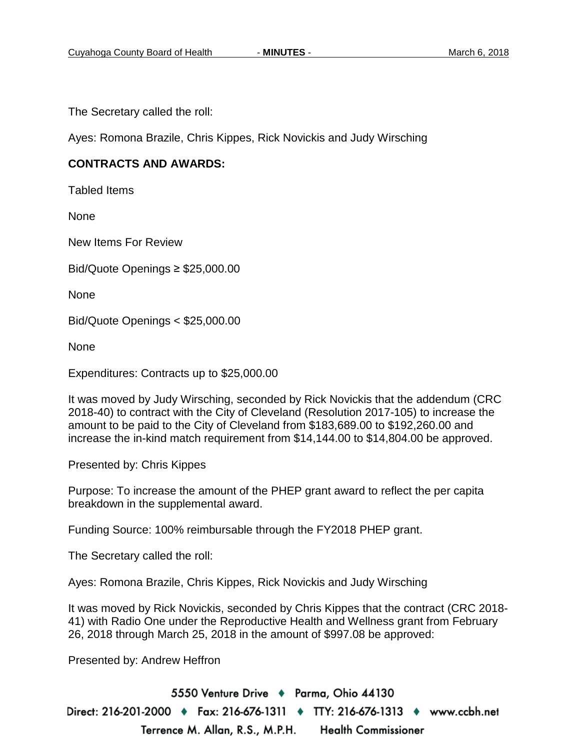The Secretary called the roll:

Ayes: Romona Brazile, Chris Kippes, Rick Novickis and Judy Wirsching

**CONTRACTS AND AWARDS:**

Tabled Items

None

New Items For Review

Bid/Quote Openings ≥ $25,000.00

None

Bid/Quote Openings < $25,000.00

None

Expenditures: Contracts up to $25,000.00

It was moved by Judy Wirsching, seconded by Rick Novickis that the addendum (CRC 2018-40) to contract with the City of Cleveland (Resolution 2017-105) to increase the amount to be paid to the City of Cleveland from $183,689.00 to $192,260.00 and increase the in-kind match requirement from $14,144.00 to $14,804.00 be approved.

Presented by: Chris Kippes

Purpose: To increase the amount of the PHEP grant award to reflect the per capita breakdown in the supplemental award.

Funding Source: 100% reimbursable through the FY2018 PHEP grant.

The Secretary called the roll:

Ayes: Romona Brazile, Chris Kippes, Rick Novickis and Judy Wirsching

It was moved by Rick Novickis, seconded by Chris Kippes that the contract (CRC 2018-41) with Radio One under the Reproductive Health and Wellness grant from February 26, 2018 through March 25, 2018 in the amount of $997.08 be approved:

Presented by: Andrew Heffron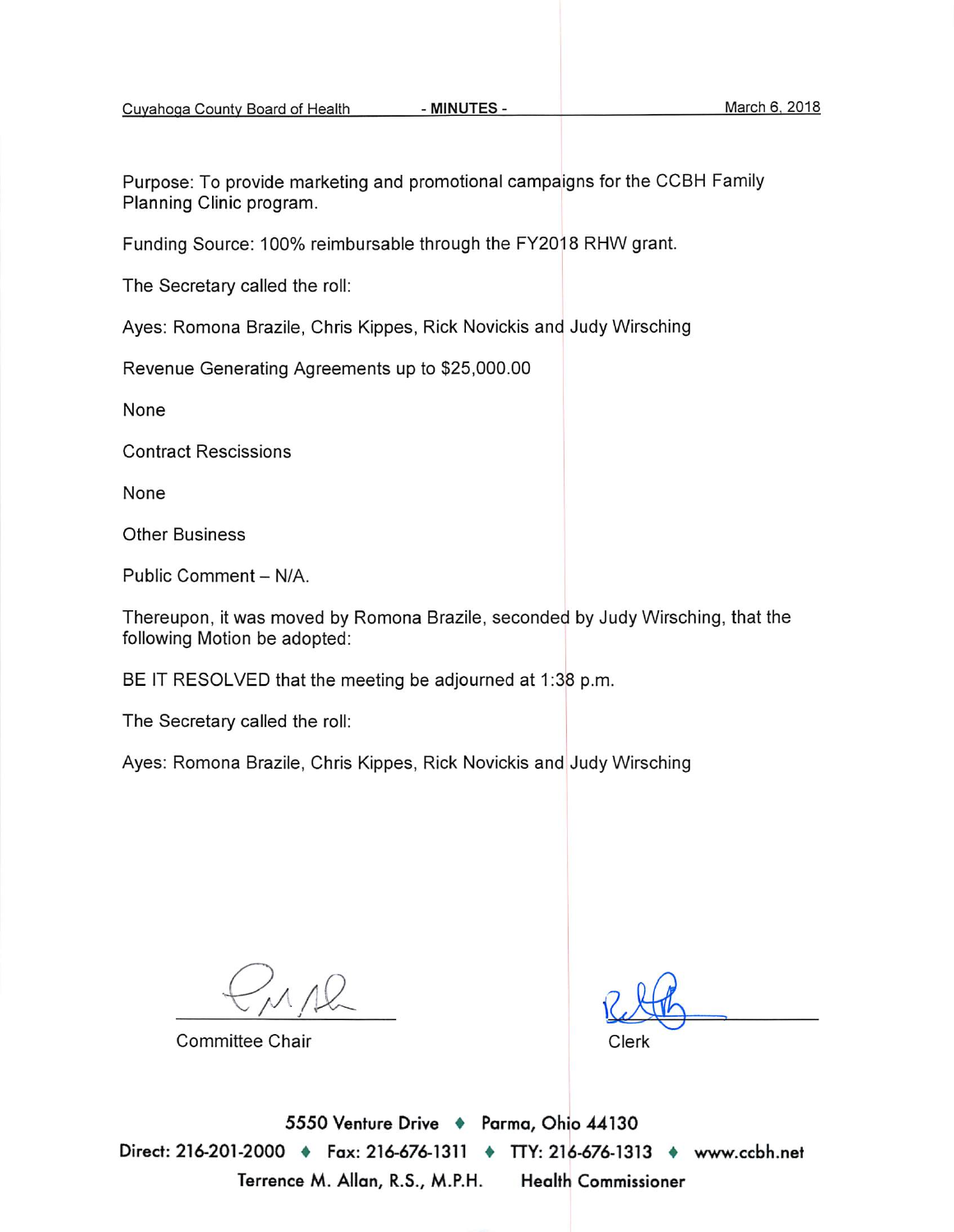Purpose: To provide marketing and promotional campaigns for the CCBH Family Planning Clinic program.

Funding Source: 100% reimbursable through the FY2018 RHW grant.

The Secretary called the roll:

Ayes: Romona Brazile, Chris Kippes, Rick Novickis and Judy Wirsching

Revenue Generating Agreements up to $25,000.00

None

Contract Rescissions

None

Other Business

Public Comment – N/A.

Thereupon, it was moved by Romona Brazile, seconded by Judy Wirsching, that the following Motion be adopted:

BE IT RESOLVED that the meeting be adjourned at 1:38 p.m.

The Secretary called the roll:

Ayes: Romona Brazile, Chris Kippes, Rick Novickis and Judy Wirsching

Committee Chair

Clerk

5550 Venture Drive ♦ Parma, Ohio 44130

Direct: 216-201-2000 ♦ Fax: 216-676-1311 ♦ TTY: 216-676-1313 ♦ www.ccbh.net

Terrence M. Allan, R.S., M.P.H. Health Commissioner